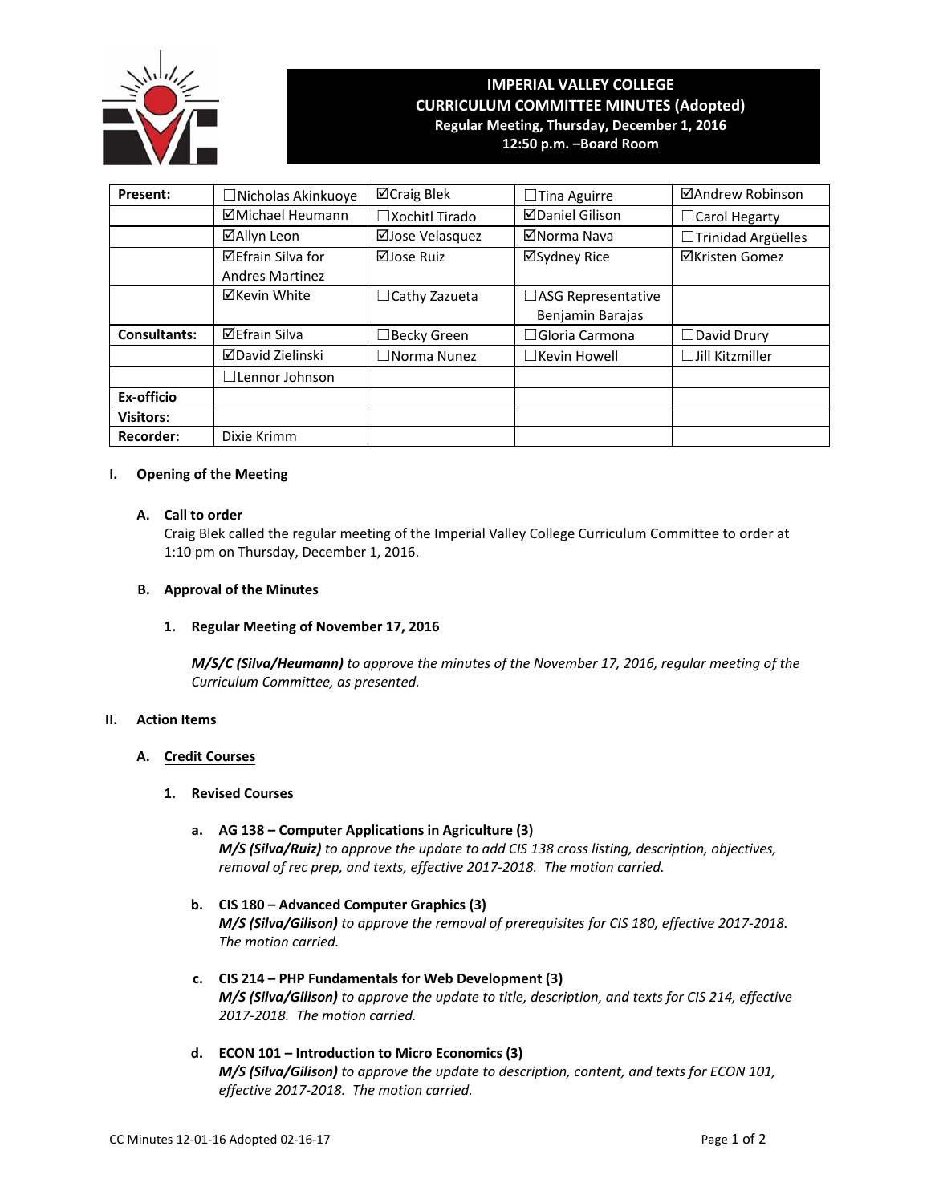# IMPERIAL VALLEY COLLEGE
## CURRICULUM COMMITTEE MINUTES (Adopted)
**Regular Meeting, Thursday, December 1, 2016**
**12:50 p.m. –Board Room**

| **Present:** | ☐Nicholas Akinkuoye | ☑Craig Blek | ☐Tina Aguirre | ☑Andrew Robinson |
|---|---|---|---|---|
| | ☑Michael Heumann | ☐Xochitl Tirado | ☑Daniel Gilison | ☐Carol Hegarty |
| | ☑Allyn Leon | ☑Jose Velasquez | ☑Norma Nava | ☐Trinidad Argüelles |
| | ☑Efrain Silva for Andres Martinez | ☑Jose Ruiz | ☑Sydney Rice | ☑Kristen Gomez |
| | ☑Kevin White | ☐Cathy Zazueta | ☐ASG Representative Benjamin Barajas | |
| **Consultants:** | ☑Efrain Silva | ☐Becky Green | ☐Gloria Carmona | ☐David Drury |
| | ☑David Zielinski | ☐Norma Nunez | ☐Kevin Howell | ☐Jill Kitzmiller |
| | ☐Lennor Johnson | | | |
| **Ex-officio** | | | | |
| **Visitors**: | | | | |
| **Recorder:** | Dixie Krimm | | | |

**I. Opening of the Meeting**

**A. Call to order**

Craig Blek called the regular meeting of the Imperial Valley College Curriculum Committee to order at 1:10 pm on Thursday, December 1, 2016.

**B. Approval of the Minutes**

**1. Regular Meeting of November 17, 2016**

***M/S/C (Silva/Heumann)*** *to approve the minutes of the November 17, 2016, regular meeting of the Curriculum Committee, as presented.*

**II. Action Items**

**A. <u>Credit Courses</u>**

**1. Revised Courses**

**a. AG 138 – Computer Applications in Agriculture (3)**
***M/S (Silva/Ruiz)*** *to approve the update to add CIS 138 cross listing, description, objectives, removal of rec prep, and texts, effective 2017-2018. The motion carried.*

**b. CIS 180 – Advanced Computer Graphics (3)**
***M/S (Silva/Gilison)*** *to approve the removal of prerequisites for CIS 180, effective 2017-2018. The motion carried.*

**c. CIS 214 – PHP Fundamentals for Web Development (3)**
***M/S (Silva/Gilison)*** *to approve the update to title, description, and texts for CIS 214, effective 2017-2018. The motion carried.*

**d. ECON 101 – Introduction to Micro Economics (3)**
***M/S (Silva/Gilison)*** *to approve the update to description, content, and texts for ECON 101, effective 2017-2018. The motion carried.*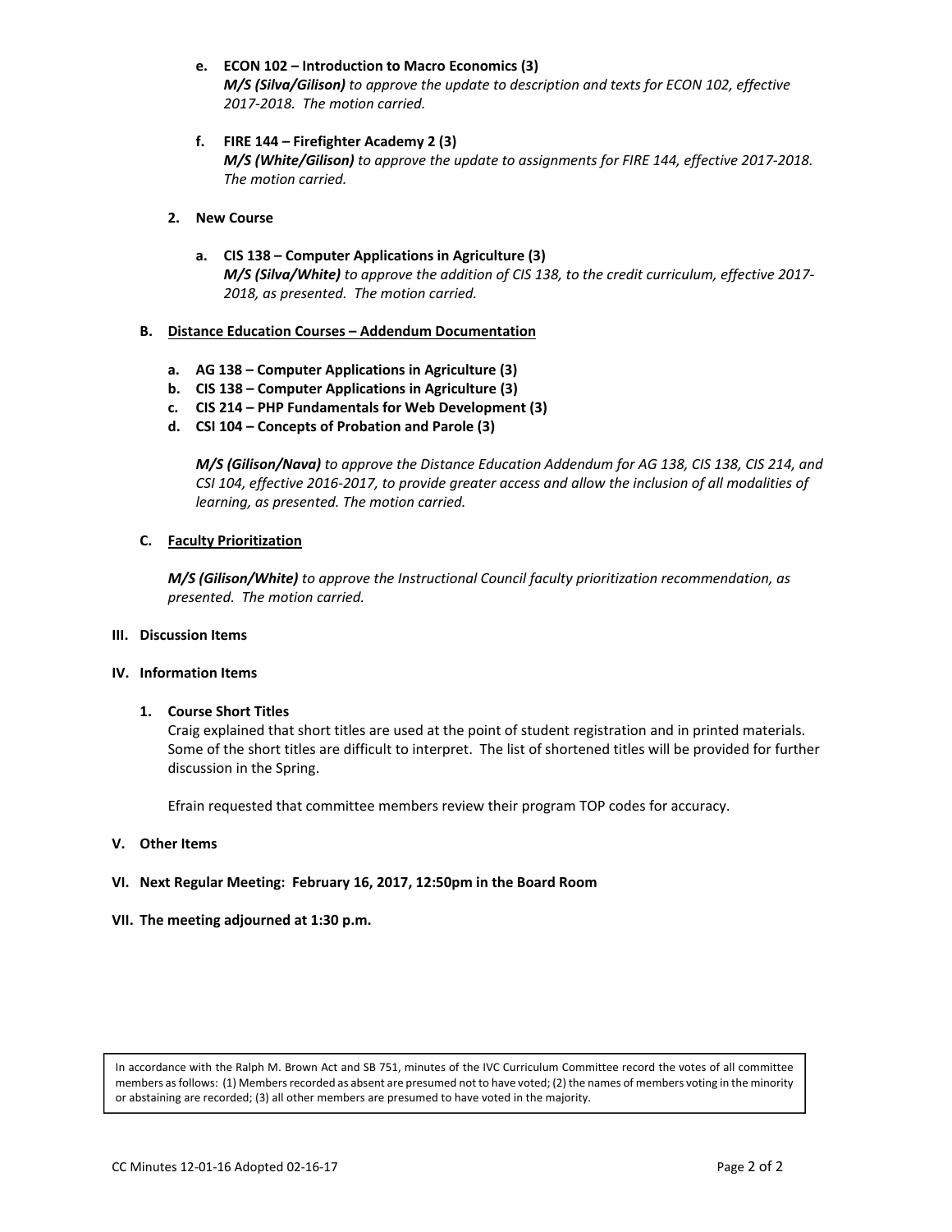e. **ECON 102 – Introduction to Macro Economics (3)**
   ***M/S (Silva/Gilison)*** *to approve the update to description and texts for ECON 102, effective 2017-2018. The motion carried.*

f. **FIRE 144 – Firefighter Academy 2 (3)**
   ***M/S (White/Gilison)*** *to approve the update to assignments for FIRE 144, effective 2017-2018. The motion carried.*

2. **New Course**

   a. **CIS 138 – Computer Applications in Agriculture (3)**
      ***M/S (Silva/White)*** *to approve the addition of CIS 138, to the credit curriculum, effective 2017-2018, as presented. The motion carried.*

B. **Distance Education Courses – Addendum Documentation**

   a. **AG 138 – Computer Applications in Agriculture (3)**
   b. **CIS 138 – Computer Applications in Agriculture (3)**
   c. **CIS 214 – PHP Fundamentals for Web Development (3)**
   d. **CSI 104 – Concepts of Probation and Parole (3)**

   ***M/S (Gilison/Nava)*** *to approve the Distance Education Addendum for AG 138, CIS 138, CIS 214, and CSI 104, effective 2016-2017, to provide greater access and allow the inclusion of all modalities of learning, as presented. The motion carried.*

C. **Faculty Prioritization**

   ***M/S (Gilison/White)*** *to approve the Instructional Council faculty prioritization recommendation, as presented. The motion carried.*

**III. Discussion Items**

**IV. Information Items**

1. **Course Short Titles**
   Craig explained that short titles are used at the point of student registration and in printed materials. Some of the short titles are difficult to interpret. The list of shortened titles will be provided for further discussion in the Spring.

   Efrain requested that committee members review their program TOP codes for accuracy.

**V. Other Items**

**VI. Next Regular Meeting: February 16, 2017, 12:50pm in the Board Room**

**VII. The meeting adjourned at 1:30 p.m.**

In accordance with the Ralph M. Brown Act and SB 751, minutes of the IVC Curriculum Committee record the votes of all committee members as follows: (1) Members recorded as absent are presumed not to have voted; (2) the names of members voting in the minority or abstaining are recorded; (3) all other members are presumed to have voted in the majority.

CC Minutes 12-01-16 Adopted 02-16-17